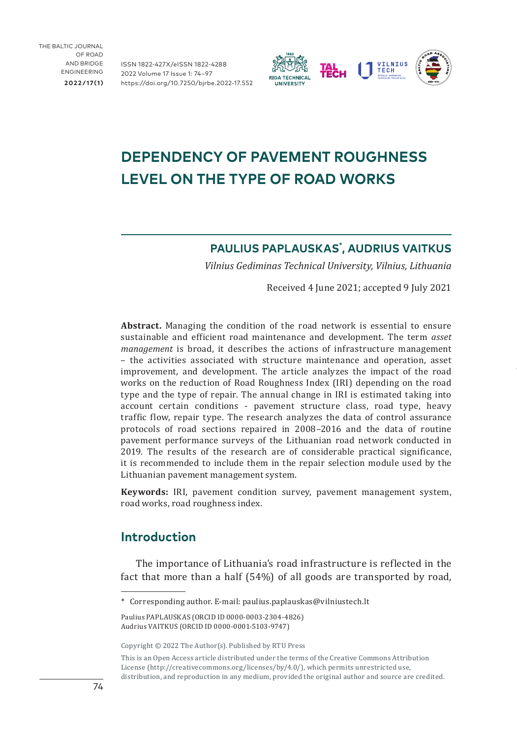# DEPENDENCY OF PAVEMENT ROUGHNESS LEVEL ON THE TYPE OF ROAD WORKS

## PAULIUS PAPLAUSKAS*, AUDRIUS VAITKUS

*Vilnius Gediminas Technical University, Vilnius, Lithuania*

Received 4 June 2021; accepted 9 July 2021

**Abstract.** Managing the condition of the road network is essential to ensure sustainable and efficient road maintenance and development. The term *asset management* is broad, it describes the actions of infrastructure management – the activities associated with structure maintenance and operation, asset improvement, and development. The article analyzes the impact of the road works on the reduction of Road Roughness Index (IRI) depending on the road type and the type of repair. The annual change in IRI is estimated taking into account certain conditions - pavement structure class, road type, heavy traffic flow, repair type. The research analyzes the data of control assurance protocols of road sections repaired in 2008–2016 and the data of routine pavement performance surveys of the Lithuanian road network conducted in 2019. The results of the research are of considerable practical significance, it is recommended to include them in the repair selection module used by the Lithuanian pavement management system.

**Keywords:** IRI, pavement condition survey, pavement management system, road works, road roughness index.

## Introduction

The importance of Lithuania's road infrastructure is reflected in the fact that more than a half (54%) of all goods are transported by road,

---

* Corresponding author. E-mail: paulius.paplauskas@vilniustech.lt

Paulius PAPLAUSKAS (ORCID ID 0000-0003-2304-4826)
Audrius VAITKUS (ORCID ID 0000-0001-5103-9747)

Copyright © 2022 The Author(s). Published by RTU Press

This is an Open Access article distributed under the terms of the Creative Commons Attribution License (http://creativecommons.org/licenses/by/4.0/), which permits unrestricted use, distribution, and reproduction in any medium, provided the original author and source are credited.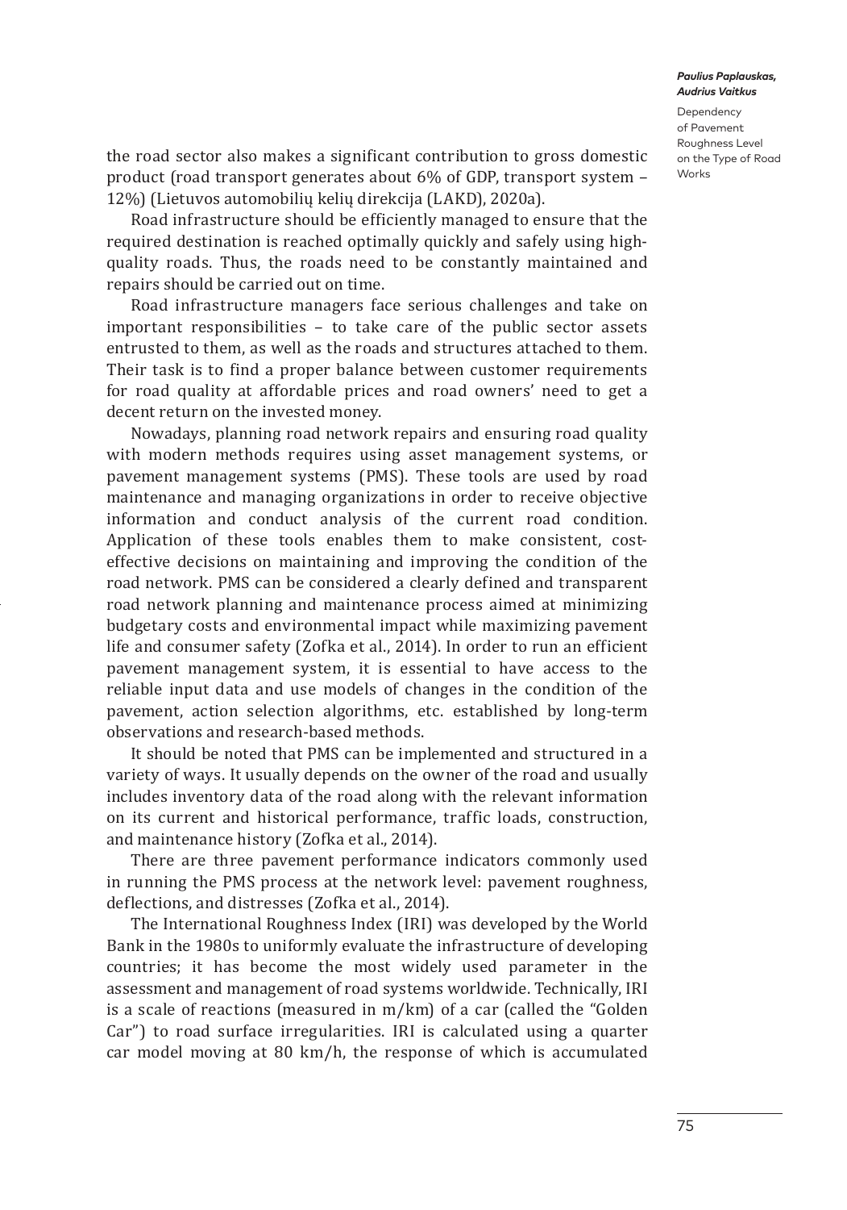the road sector also makes a significant contribution to gross domestic product (road transport generates about 6% of GDP, transport system – 12%) (Lietuvos automobilių kelių direkcija (LAKD), 2020a).

Road infrastructure should be efficiently managed to ensure that the required destination is reached optimally quickly and safely using high-quality roads. Thus, the roads need to be constantly maintained and repairs should be carried out on time.

Road infrastructure managers face serious challenges and take on important responsibilities – to take care of the public sector assets entrusted to them, as well as the roads and structures attached to them. Their task is to find a proper balance between customer requirements for road quality at affordable prices and road owners' need to get a decent return on the invested money.

Nowadays, planning road network repairs and ensuring road quality with modern methods requires using asset management systems, or pavement management systems (PMS). These tools are used by road maintenance and managing organizations in order to receive objective information and conduct analysis of the current road condition. Application of these tools enables them to make consistent, cost-effective decisions on maintaining and improving the condition of the road network. PMS can be considered a clearly defined and transparent road network planning and maintenance process aimed at minimizing budgetary costs and environmental impact while maximizing pavement life and consumer safety (Zofka et al., 2014). In order to run an efficient pavement management system, it is essential to have access to the reliable input data and use models of changes in the condition of the pavement, action selection algorithms, etc. established by long-term observations and research-based methods.

It should be noted that PMS can be implemented and structured in a variety of ways. It usually depends on the owner of the road and usually includes inventory data of the road along with the relevant information on its current and historical performance, traffic loads, construction, and maintenance history (Zofka et al., 2014).

There are three pavement performance indicators commonly used in running the PMS process at the network level: pavement roughness, deflections, and distresses (Zofka et al., 2014).

The International Roughness Index (IRI) was developed by the World Bank in the 1980s to uniformly evaluate the infrastructure of developing countries; it has become the most widely used parameter in the assessment and management of road systems worldwide. Technically, IRI is a scale of reactions (measured in m/km) of a car (called the "Golden Car") to road surface irregularities. IRI is calculated using a quarter car model moving at 80 km/h, the response of which is accumulated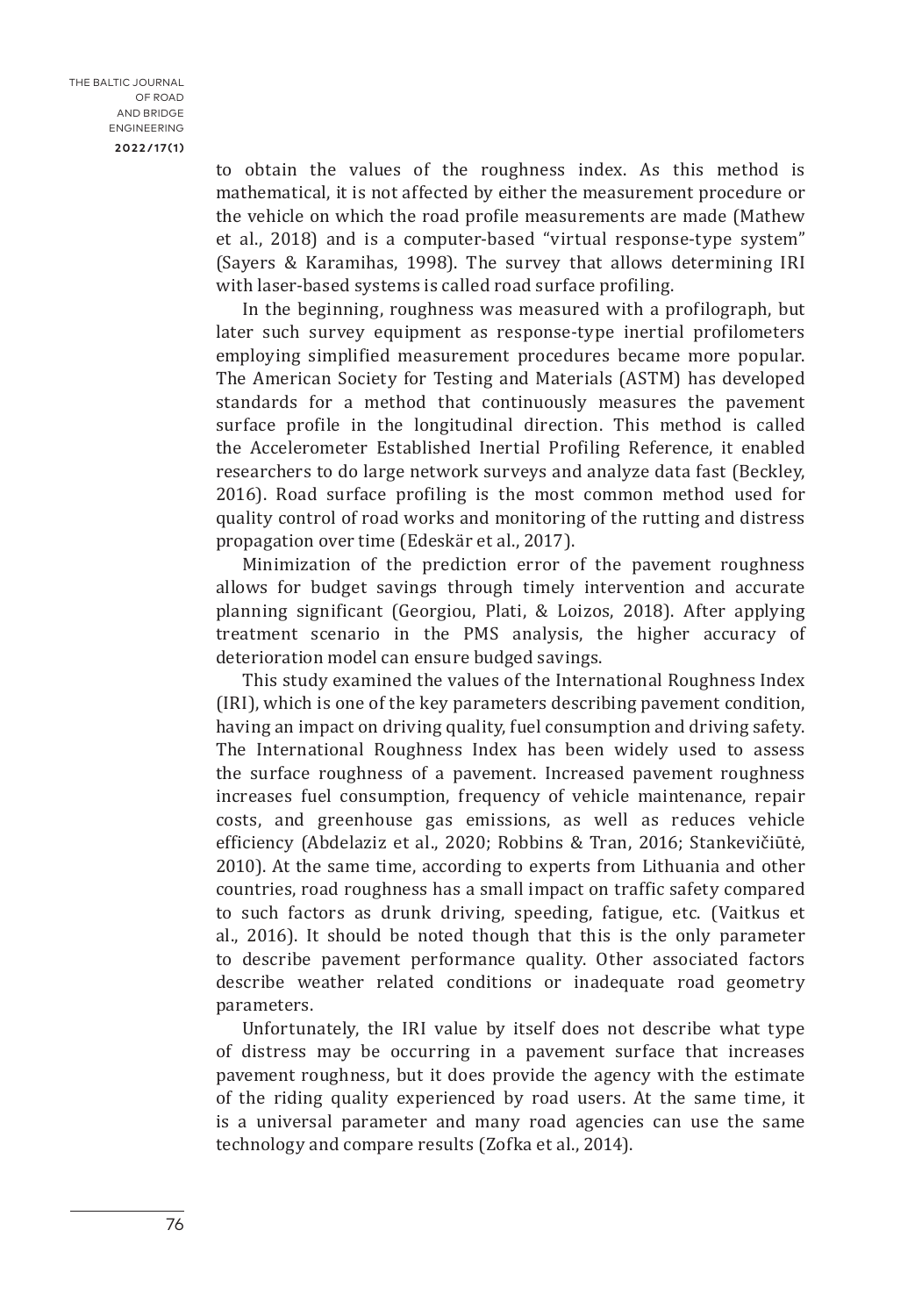to obtain the values of the roughness index. As this method is mathematical, it is not affected by either the measurement procedure or the vehicle on which the road profile measurements are made (Mathew et al., 2018) and is a computer-based "virtual response-type system" (Sayers & Karamihas, 1998). The survey that allows determining IRI with laser-based systems is called road surface profiling.

In the beginning, roughness was measured with a profilograph, but later such survey equipment as response-type inertial profilometers employing simplified measurement procedures became more popular. The American Society for Testing and Materials (ASTM) has developed standards for a method that continuously measures the pavement surface profile in the longitudinal direction. This method is called the Accelerometer Established Inertial Profiling Reference, it enabled researchers to do large network surveys and analyze data fast (Beckley, 2016). Road surface profiling is the most common method used for quality control of road works and monitoring of the rutting and distress propagation over time (Edeskär et al., 2017).

Minimization of the prediction error of the pavement roughness allows for budget savings through timely intervention and accurate planning significant (Georgiou, Plati, & Loizos, 2018). After applying treatment scenario in the PMS analysis, the higher accuracy of deterioration model can ensure budged savings.

This study examined the values of the International Roughness Index (IRI), which is one of the key parameters describing pavement condition, having an impact on driving quality, fuel consumption and driving safety. The International Roughness Index has been widely used to assess the surface roughness of a pavement. Increased pavement roughness increases fuel consumption, frequency of vehicle maintenance, repair costs, and greenhouse gas emissions, as well as reduces vehicle efficiency (Abdelaziz et al., 2020; Robbins & Tran, 2016; Stankevičiūtė, 2010). At the same time, according to experts from Lithuania and other countries, road roughness has a small impact on traffic safety compared to such factors as drunk driving, speeding, fatigue, etc. (Vaitkus et al., 2016). It should be noted though that this is the only parameter to describe pavement performance quality. Other associated factors describe weather related conditions or inadequate road geometry parameters.

Unfortunately, the IRI value by itself does not describe what type of distress may be occurring in a pavement surface that increases pavement roughness, but it does provide the agency with the estimate of the riding quality experienced by road users. At the same time, it is a universal parameter and many road agencies can use the same technology and compare results (Zofka et al., 2014).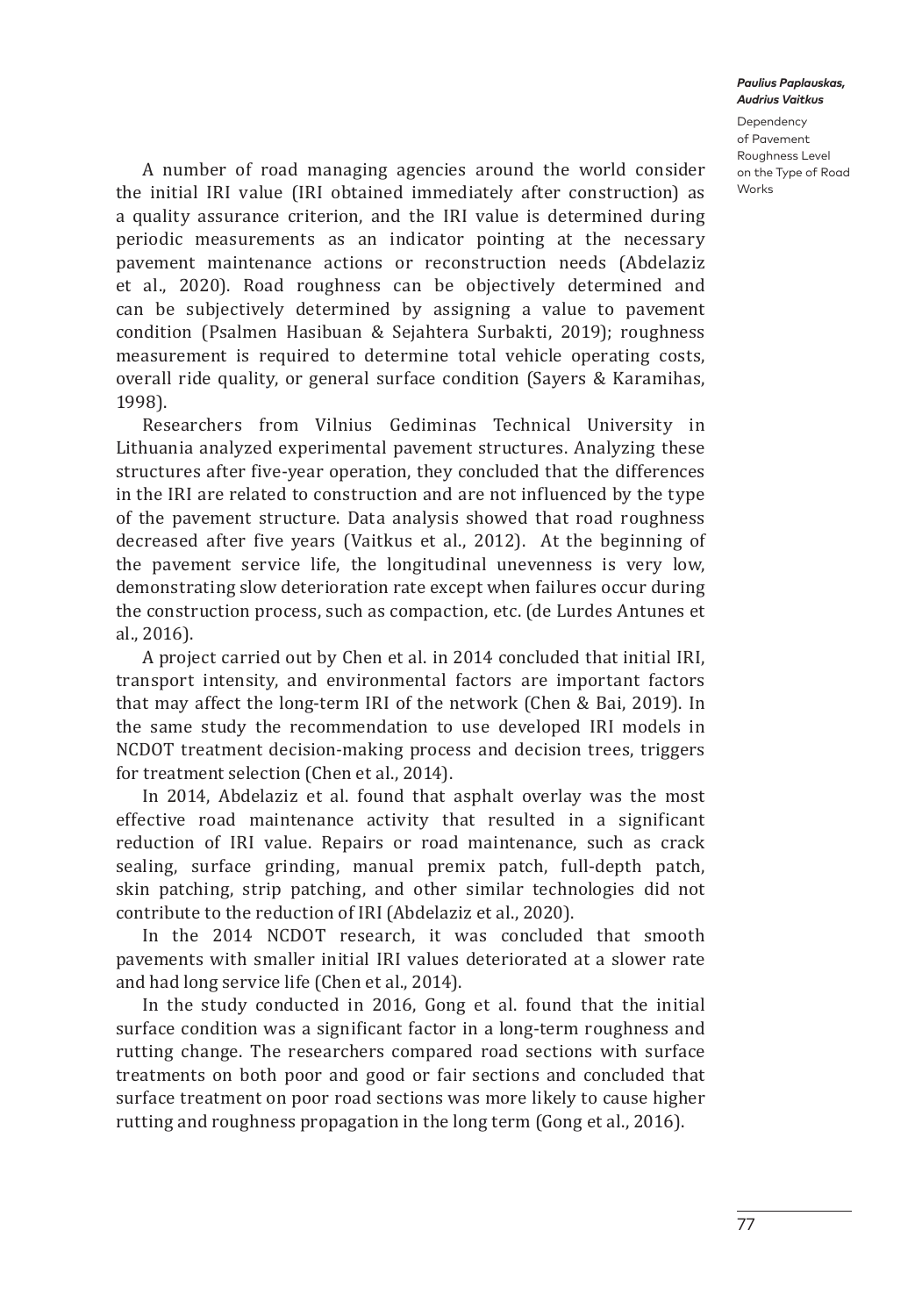A number of road managing agencies around the world consider the initial IRI value (IRI obtained immediately after construction) as a quality assurance criterion, and the IRI value is determined during periodic measurements as an indicator pointing at the necessary pavement maintenance actions or reconstruction needs (Abdelaziz et al., 2020). Road roughness can be objectively determined and can be subjectively determined by assigning a value to pavement condition (Psalmen Hasibuan & Sejahtera Surbakti, 2019); roughness measurement is required to determine total vehicle operating costs, overall ride quality, or general surface condition (Sayers & Karamihas, 1998).

Researchers from Vilnius Gediminas Technical University in Lithuania analyzed experimental pavement structures. Analyzing these structures after five-year operation, they concluded that the differences in the IRI are related to construction and are not influenced by the type of the pavement structure. Data analysis showed that road roughness decreased after five years (Vaitkus et al., 2012). At the beginning of the pavement service life, the longitudinal unevenness is very low, demonstrating slow deterioration rate except when failures occur during the construction process, such as compaction, etc. (de Lurdes Antunes et al., 2016).

A project carried out by Chen et al. in 2014 concluded that initial IRI, transport intensity, and environmental factors are important factors that may affect the long-term IRI of the network (Chen & Bai, 2019). In the same study the recommendation to use developed IRI models in NCDOT treatment decision-making process and decision trees, triggers for treatment selection (Chen et al., 2014).

In 2014, Abdelaziz et al. found that asphalt overlay was the most effective road maintenance activity that resulted in a significant reduction of IRI value. Repairs or road maintenance, such as crack sealing, surface grinding, manual premix patch, full-depth patch, skin patching, strip patching, and other similar technologies did not contribute to the reduction of IRI (Abdelaziz et al., 2020).

In the 2014 NCDOT research, it was concluded that smooth pavements with smaller initial IRI values deteriorated at a slower rate and had long service life (Chen et al., 2014).

In the study conducted in 2016, Gong et al. found that the initial surface condition was a significant factor in a long-term roughness and rutting change. The researchers compared road sections with surface treatments on both poor and good or fair sections and concluded that surface treatment on poor road sections was more likely to cause higher rutting and roughness propagation in the long term (Gong et al., 2016).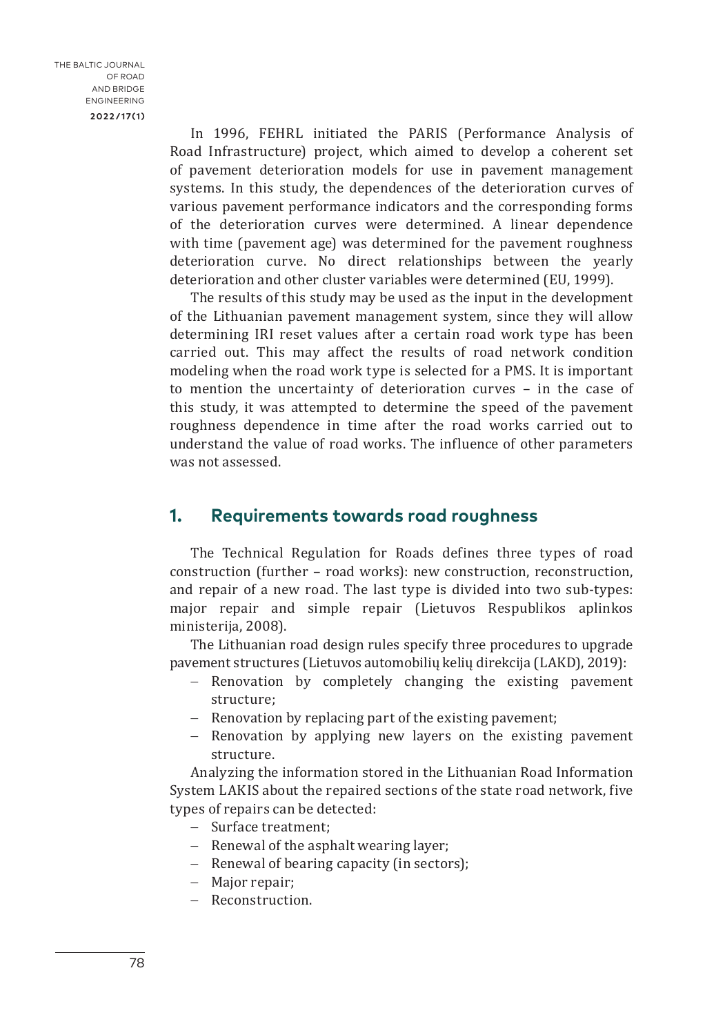In 1996, FEHRL initiated the PARIS (Performance Analysis of Road Infrastructure) project, which aimed to develop a coherent set of pavement deterioration models for use in pavement management systems. In this study, the dependences of the deterioration curves of various pavement performance indicators and the corresponding forms of the deterioration curves were determined. A linear dependence with time (pavement age) was determined for the pavement roughness deterioration curve. No direct relationships between the yearly deterioration and other cluster variables were determined (EU, 1999).

The results of this study may be used as the input in the development of the Lithuanian pavement management system, since they will allow determining IRI reset values after a certain road work type has been carried out. This may affect the results of road network condition modeling when the road work type is selected for a PMS. It is important to mention the uncertainty of deterioration curves – in the case of this study, it was attempted to determine the speed of the pavement roughness dependence in time after the road works carried out to understand the value of road works. The influence of other parameters was not assessed.

## 1. Requirements towards road roughness

The Technical Regulation for Roads defines three types of road construction (further – road works): new construction, reconstruction, and repair of a new road. The last type is divided into two sub-types: major repair and simple repair (Lietuvos Respublikos aplinkos ministerija, 2008).

The Lithuanian road design rules specify three procedures to upgrade pavement structures (Lietuvos automobilių kelių direkcija (LAKD), 2019):

- Renovation by completely changing the existing pavement structure;
- Renovation by replacing part of the existing pavement;
- Renovation by applying new layers on the existing pavement structure.

Analyzing the information stored in the Lithuanian Road Information System LAKIS about the repaired sections of the state road network, five types of repairs can be detected:

- Surface treatment;
- Renewal of the asphalt wearing layer;
- Renewal of bearing capacity (in sectors);
- Major repair;
- Reconstruction.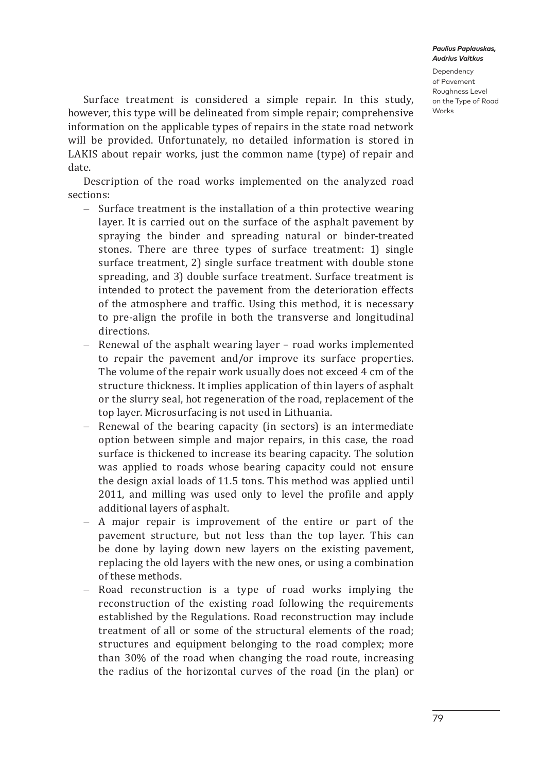Surface treatment is considered a simple repair. In this study, however, this type will be delineated from simple repair; comprehensive information on the applicable types of repairs in the state road network will be provided. Unfortunately, no detailed information is stored in LAKIS about repair works, just the common name (type) of repair and date.

Description of the road works implemented on the analyzed road sections:

- Surface treatment is the installation of a thin protective wearing layer. It is carried out on the surface of the asphalt pavement by spraying the binder and spreading natural or binder-treated stones. There are three types of surface treatment: 1) single surface treatment, 2) single surface treatment with double stone spreading, and 3) double surface treatment. Surface treatment is intended to protect the pavement from the deterioration effects of the atmosphere and traffic. Using this method, it is necessary to pre-align the profile in both the transverse and longitudinal directions.
- Renewal of the asphalt wearing layer – road works implemented to repair the pavement and/or improve its surface properties. The volume of the repair work usually does not exceed 4 cm of the structure thickness. It implies application of thin layers of asphalt or the slurry seal, hot regeneration of the road, replacement of the top layer. Microsurfacing is not used in Lithuania.
- Renewal of the bearing capacity (in sectors) is an intermediate option between simple and major repairs, in this case, the road surface is thickened to increase its bearing capacity. The solution was applied to roads whose bearing capacity could not ensure the design axial loads of 11.5 tons. This method was applied until 2011, and milling was used only to level the profile and apply additional layers of asphalt.
- A major repair is improvement of the entire or part of the pavement structure, but not less than the top layer. This can be done by laying down new layers on the existing pavement, replacing the old layers with the new ones, or using a combination of these methods.
- Road reconstruction is a type of road works implying the reconstruction of the existing road following the requirements established by the Regulations. Road reconstruction may include treatment of all or some of the structural elements of the road; structures and equipment belonging to the road complex; more than 30% of the road when changing the road route, increasing the radius of the horizontal curves of the road (in the plan) or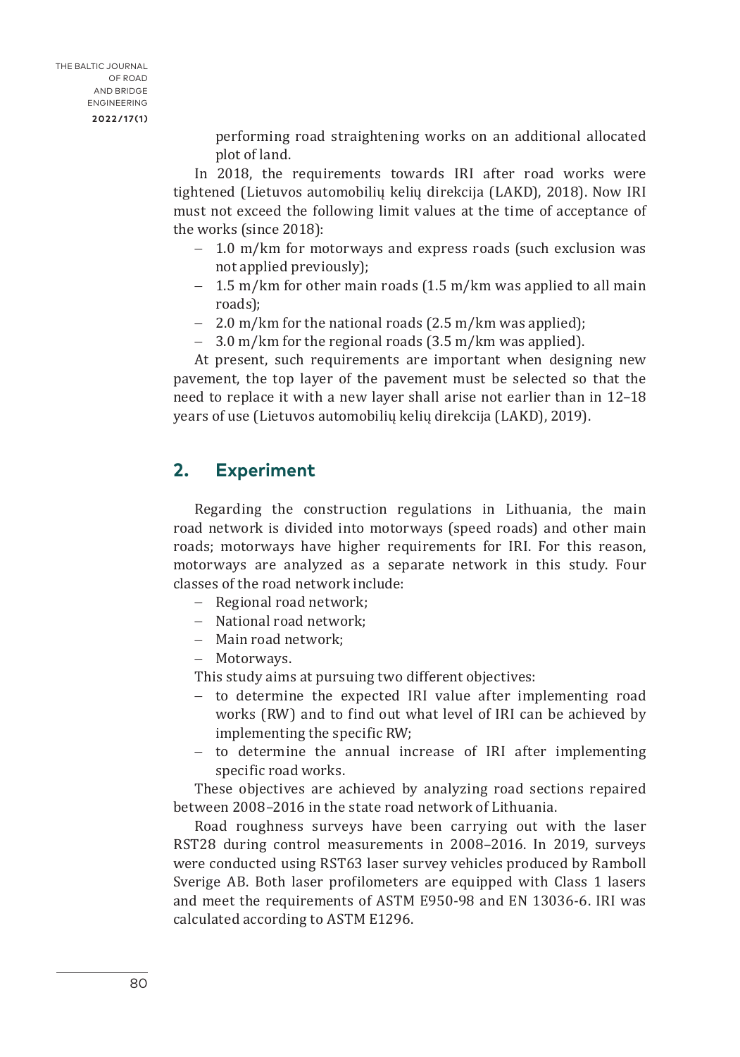performing road straightening works on an additional allocated plot of land.

In 2018, the requirements towards IRI after road works were tightened (Lietuvos automobilių kelių direkcija (LAKD), 2018). Now IRI must not exceed the following limit values at the time of acceptance of the works (since 2018):

- 1.0 m/km for motorways and express roads (such exclusion was not applied previously);
- 1.5 m/km for other main roads (1.5 m/km was applied to all main roads);
- 2.0 m/km for the national roads (2.5 m/km was applied);
- 3.0 m/km for the regional roads (3.5 m/km was applied).

At present, such requirements are important when designing new pavement, the top layer of the pavement must be selected so that the need to replace it with a new layer shall arise not earlier than in 12–18 years of use (Lietuvos automobilių kelių direkcija (LAKD), 2019).

## 2. Experiment

Regarding the construction regulations in Lithuania, the main road network is divided into motorways (speed roads) and other main roads; motorways have higher requirements for IRI. For this reason, motorways are analyzed as a separate network in this study. Four classes of the road network include:

- Regional road network;
- National road network;
- Main road network;
- Motorways.

This study aims at pursuing two different objectives:

- to determine the expected IRI value after implementing road works (RW) and to find out what level of IRI can be achieved by implementing the specific RW;
- to determine the annual increase of IRI after implementing specific road works.

These objectives are achieved by analyzing road sections repaired between 2008–2016 in the state road network of Lithuania.

Road roughness surveys have been carrying out with the laser RST28 during control measurements in 2008–2016. In 2019, surveys were conducted using RST63 laser survey vehicles produced by Ramboll Sverige AB. Both laser profilometers are equipped with Class 1 lasers and meet the requirements of ASTM E950-98 and EN 13036-6. IRI was calculated according to ASTM E1296.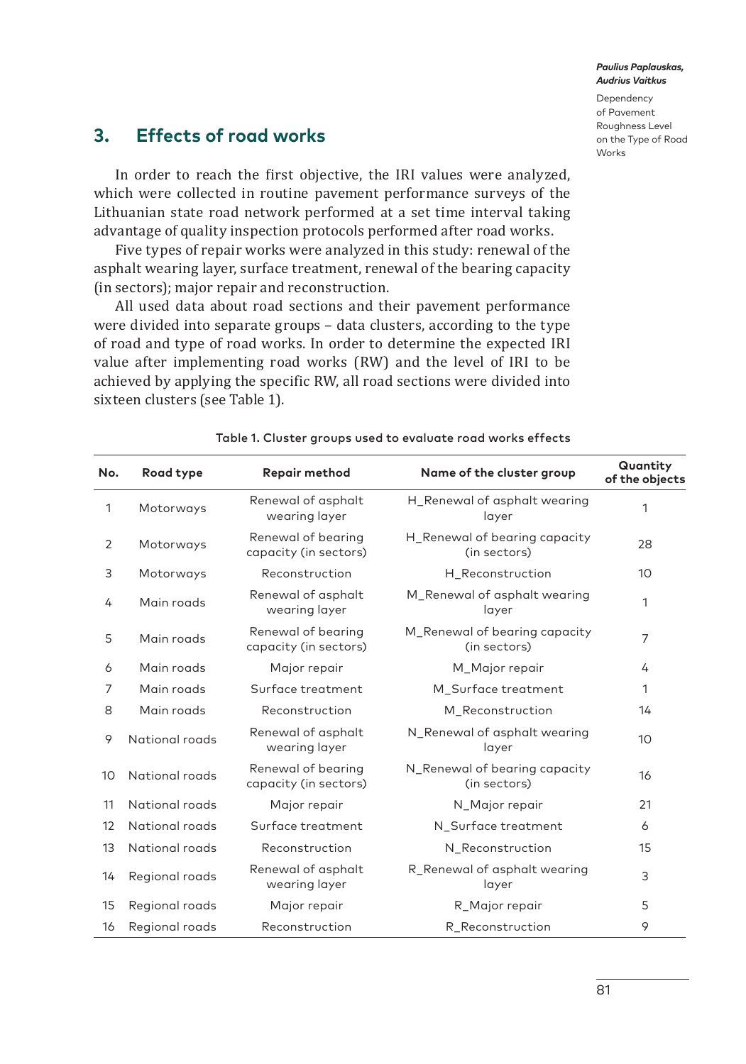## 3. Effects of road works

In order to reach the first objective, the IRI values were analyzed, which were collected in routine pavement performance surveys of the Lithuanian state road network performed at a set time interval taking advantage of quality inspection protocols performed after road works.

Five types of repair works were analyzed in this study: renewal of the asphalt wearing layer, surface treatment, renewal of the bearing capacity (in sectors); major repair and reconstruction.

All used data about road sections and their pavement performance were divided into separate groups – data clusters, according to the type of road and type of road works. In order to determine the expected IRI value after implementing road works (RW) and the level of IRI to be achieved by applying the specific RW, all road sections were divided into sixteen clusters (see Table 1).

Table 1. Cluster groups used to evaluate road works effects

| No. | Road type | Repair method | Name of the cluster group | Quantity of the objects |
|---|---|---|---|---|
| 1 | Motorways | Renewal of asphalt wearing layer | H_Renewal of asphalt wearing layer | 1 |
| 2 | Motorways | Renewal of bearing capacity (in sectors) | H_Renewal of bearing capacity (in sectors) | 28 |
| 3 | Motorways | Reconstruction | H_Reconstruction | 10 |
| 4 | Main roads | Renewal of asphalt wearing layer | M_Renewal of asphalt wearing layer | 1 |
| 5 | Main roads | Renewal of bearing capacity (in sectors) | M_Renewal of bearing capacity (in sectors) | 7 |
| 6 | Main roads | Major repair | M_Major repair | 4 |
| 7 | Main roads | Surface treatment | M_Surface treatment | 1 |
| 8 | Main roads | Reconstruction | M_Reconstruction | 14 |
| 9 | National roads | Renewal of asphalt wearing layer | N_Renewal of asphalt wearing layer | 10 |
| 10 | National roads | Renewal of bearing capacity (in sectors) | N_Renewal of bearing capacity (in sectors) | 16 |
| 11 | National roads | Major repair | N_Major repair | 21 |
| 12 | National roads | Surface treatment | N_Surface treatment | 6 |
| 13 | National roads | Reconstruction | N_Reconstruction | 15 |
| 14 | Regional roads | Renewal of asphalt wearing layer | R_Renewal of asphalt wearing layer | 3 |
| 15 | Regional roads | Major repair | R_Major repair | 5 |
| 16 | Regional roads | Reconstruction | R_Reconstruction | 9 |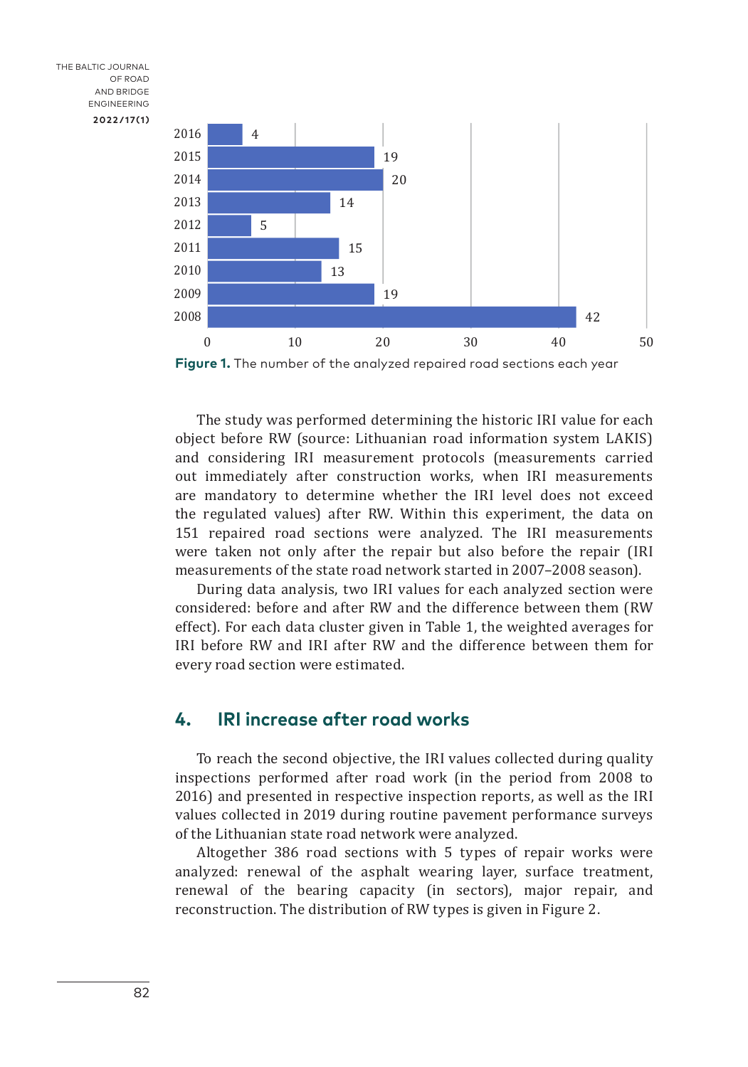| Year | Number of analyzed repaired road sections |
|---|---|
| 2016 | 4 |
| 2015 | 19 |
| 2014 | 20 |
| 2013 | 14 |
| 2012 | 5 |
| 2011 | 15 |
| 2010 | 13 |
| 2009 | 19 |
| 2008 | 42 |

**Figure 1.** The number of the analyzed repaired road sections each year

The study was performed determining the historic IRI value for each object before RW (source: Lithuanian road information system LAKIS) and considering IRI measurement protocols (measurements carried out immediately after construction works, when IRI measurements are mandatory to determine whether the IRI level does not exceed the regulated values) after RW. Within this experiment, the data on 151 repaired road sections were analyzed. The IRI measurements were taken not only after the repair but also before the repair (IRI measurements of the state road network started in 2007–2008 season).

During data analysis, two IRI values for each analyzed section were considered: before and after RW and the difference between them (RW effect). For each data cluster given in Table 1, the weighted averages for IRI before RW and IRI after RW and the difference between them for every road section were estimated.

## 4. IRI increase after road works

To reach the second objective, the IRI values collected during quality inspections performed after road work (in the period from 2008 to 2016) and presented in respective inspection reports, as well as the IRI values collected in 2019 during routine pavement performance surveys of the Lithuanian state road network were analyzed.

Altogether 386 road sections with 5 types of repair works were analyzed: renewal of the asphalt wearing layer, surface treatment, renewal of the bearing capacity (in sectors), major repair, and reconstruction. The distribution of RW types is given in Figure 2.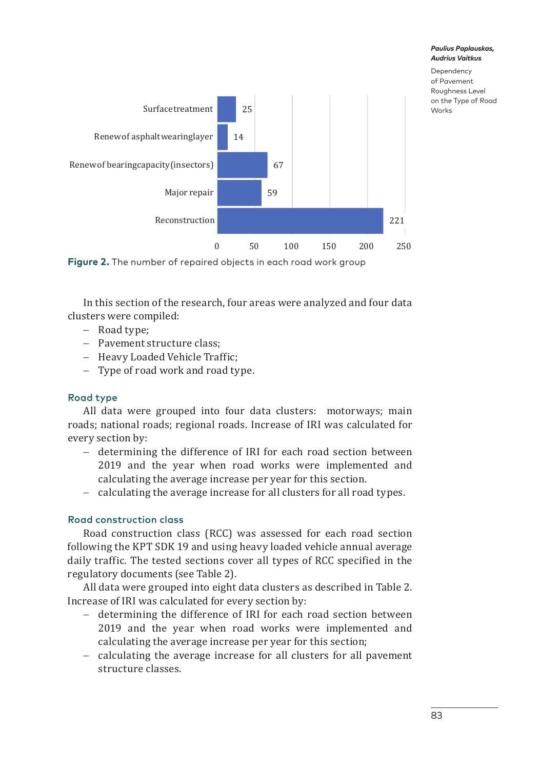| Road work group | Number of repaired objects |
|---|---|
| Surface treatment | 25 |
| Renew of asphalt wearing layer | 14 |
| Renew of bearing capacity (insectors) | 67 |
| Major repair | 59 |
| Reconstruction | 221 |

**Figure 2.** The number of repaired objects in each road work group

In this section of the research, four areas were analyzed and four data clusters were compiled:

- Road type;
- Pavement structure class;
- Heavy Loaded Vehicle Traffic;
- Type of road work and road type.

### Road type

All data were grouped into four data clusters: motorways; main roads; national roads; regional roads. Increase of IRI was calculated for every section by:

- determining the difference of IRI for each road section between 2019 and the year when road works were implemented and calculating the average increase per year for this section.
- calculating the average increase for all clusters for all road types.

### Road construction class

Road construction class (RCC) was assessed for each road section following the KPT SDK 19 and using heavy loaded vehicle annual average daily traffic. The tested sections cover all types of RCC specified in the regulatory documents (see Table 2).

All data were grouped into eight data clusters as described in Table 2. Increase of IRI was calculated for every section by:

- determining the difference of IRI for each road section between 2019 and the year when road works were implemented and calculating the average increase per year for this section;
- calculating the average increase for all clusters for all pavement structure classes.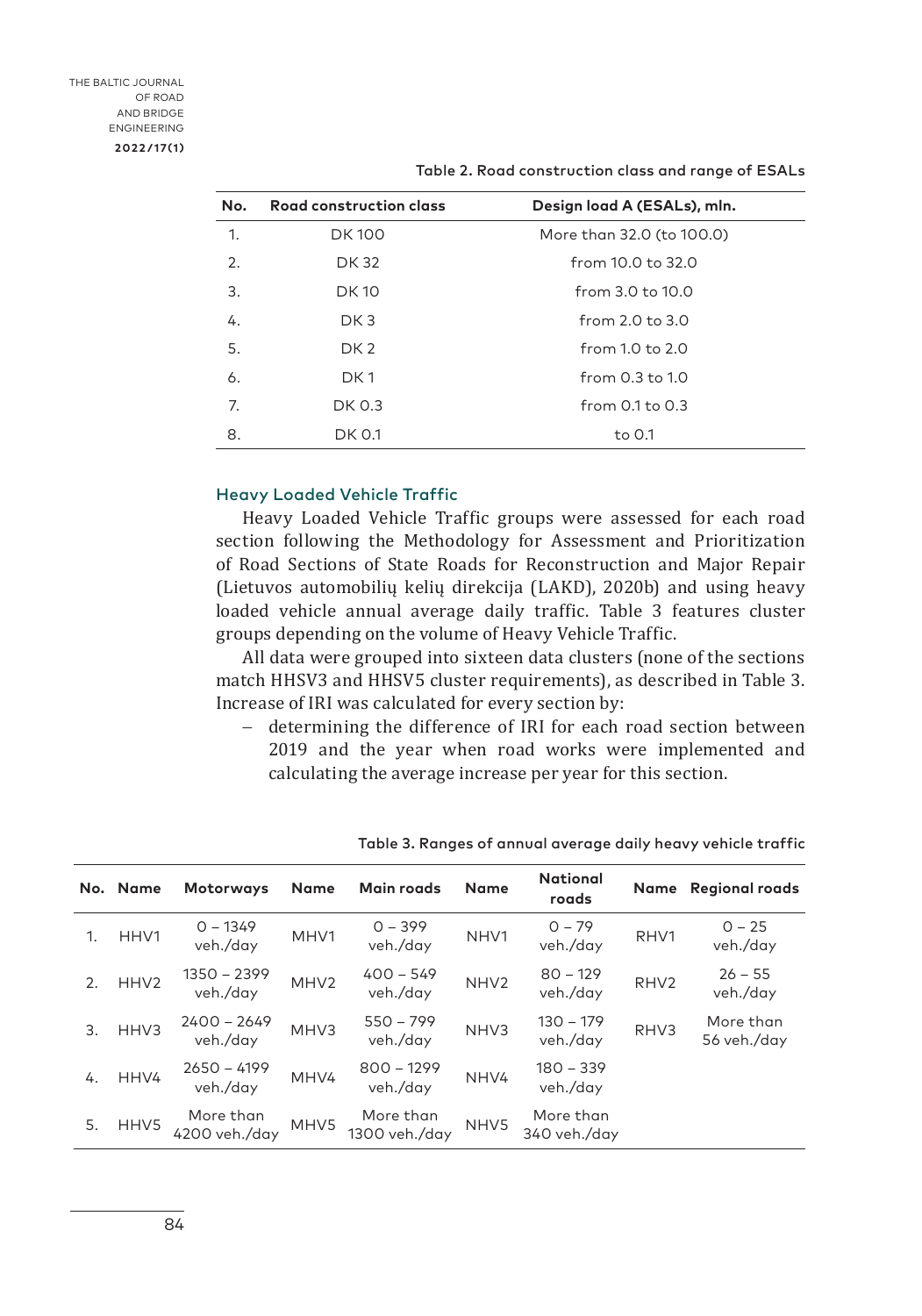Table 2. Road construction class and range of ESALs

| No. | Road construction class | Design load A (ESALs), mln. |
|---|---|---|
| 1. | DK 100 | More than 32.0 (to 100.0) |
| 2. | DK 32 | from 10.0 to 32.0 |
| 3. | DK 10 | from 3.0 to 10.0 |
| 4. | DK 3 | from 2.0 to 3.0 |
| 5. | DK 2 | from 1.0 to 2.0 |
| 6. | DK 1 | from 0.3 to 1.0 |
| 7. | DK 0.3 | from 0.1 to 0.3 |
| 8. | DK 0.1 | to 0.1 |

### Heavy Loaded Vehicle Traffic

Heavy Loaded Vehicle Traffic groups were assessed for each road section following the Methodology for Assessment and Prioritization of Road Sections of State Roads for Reconstruction and Major Repair (Lietuvos automobilių kelių direkcija (LAKD), 2020b) and using heavy loaded vehicle annual average daily traffic. Table 3 features cluster groups depending on the volume of Heavy Vehicle Traffic.

All data were grouped into sixteen data clusters (none of the sections match HHSV3 and HHSV5 cluster requirements), as described in Table 3. Increase of IRI was calculated for every section by:

- determining the difference of IRI for each road section between 2019 and the year when road works were implemented and calculating the average increase per year for this section.

Table 3. Ranges of annual average daily heavy vehicle traffic

| No. | Name | Motorways | Name | Main roads | Name | National roads | Name | Regional roads |
|---|---|---|---|---|---|---|---|---|
| 1. | HHV1 | 0 – 1349 veh./day | MHV1 | 0 – 399 veh./day | NHV1 | 0 – 79 veh./day | RHV1 | 0 – 25 veh./day |
| 2. | HHV2 | 1350 – 2399 veh./day | MHV2 | 400 – 549 veh./day | NHV2 | 80 – 129 veh./day | RHV2 | 26 – 55 veh./day |
| 3. | HHV3 | 2400 – 2649 veh./day | MHV3 | 550 – 799 veh./day | NHV3 | 130 – 179 veh./day | RHV3 | More than 56 veh./day |
| 4. | HHV4 | 2650 – 4199 veh./day | MHV4 | 800 – 1299 veh./day | NHV4 | 180 – 339 veh./day | | |
| 5. | HHV5 | More than 4200 veh./day | MHV5 | More than 1300 veh./day | NHV5 | More than 340 veh./day | | |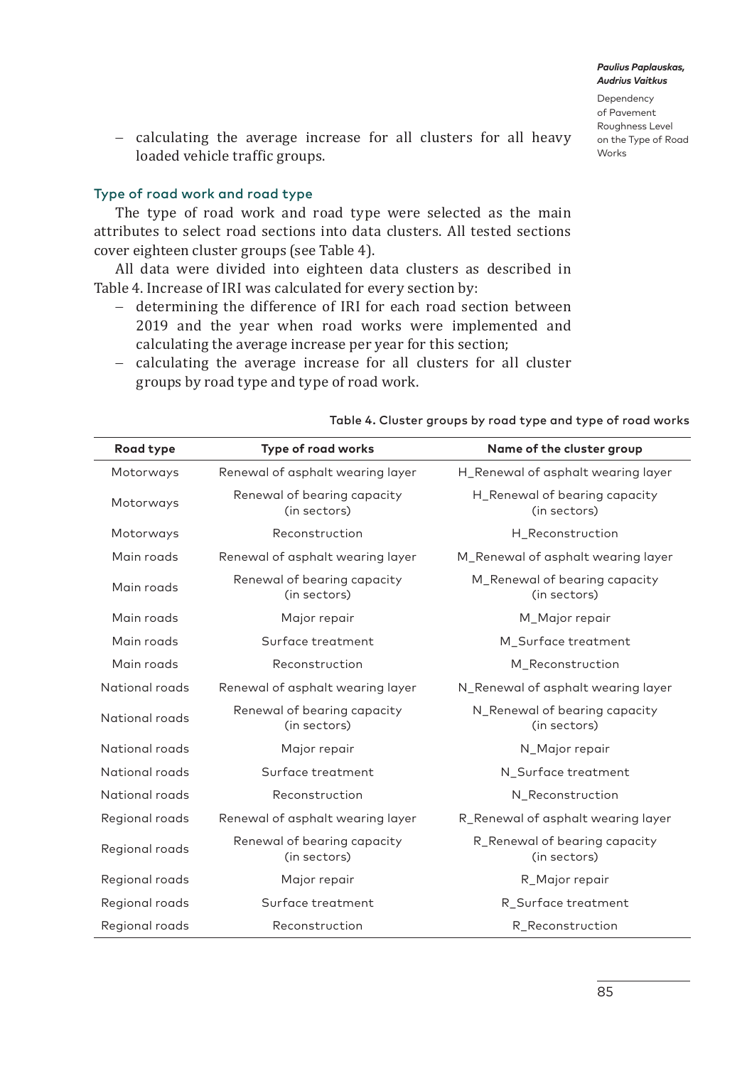– calculating the average increase for all clusters for all heavy loaded vehicle traffic groups.

### Type of road work and road type

The type of road work and road type were selected as the main attributes to select road sections into data clusters. All tested sections cover eighteen cluster groups (see Table 4).

All data were divided into eighteen data clusters as described in Table 4. Increase of IRI was calculated for every section by:

– determining the difference of IRI for each road section between 2019 and the year when road works were implemented and calculating the average increase per year for this section;
– calculating the average increase for all clusters for all cluster groups by road type and type of road work.

Table 4. Cluster groups by road type and type of road works

| Road type | Type of road works | Name of the cluster group |
|---|---|---|
| Motorways | Renewal of asphalt wearing layer | H_Renewal of asphalt wearing layer |
| Motorways | Renewal of bearing capacity (in sectors) | H_Renewal of bearing capacity (in sectors) |
| Motorways | Reconstruction | H_Reconstruction |
| Main roads | Renewal of asphalt wearing layer | M_Renewal of asphalt wearing layer |
| Main roads | Renewal of bearing capacity (in sectors) | M_Renewal of bearing capacity (in sectors) |
| Main roads | Major repair | M_Major repair |
| Main roads | Surface treatment | M_Surface treatment |
| Main roads | Reconstruction | M_Reconstruction |
| National roads | Renewal of asphalt wearing layer | N_Renewal of asphalt wearing layer |
| National roads | Renewal of bearing capacity (in sectors) | N_Renewal of bearing capacity (in sectors) |
| National roads | Major repair | N_Major repair |
| National roads | Surface treatment | N_Surface treatment |
| National roads | Reconstruction | N_Reconstruction |
| Regional roads | Renewal of asphalt wearing layer | R_Renewal of asphalt wearing layer |
| Regional roads | Renewal of bearing capacity (in sectors) | R_Renewal of bearing capacity (in sectors) |
| Regional roads | Major repair | R_Major repair |
| Regional roads | Surface treatment | R_Surface treatment |
| Regional roads | Reconstruction | R_Reconstruction |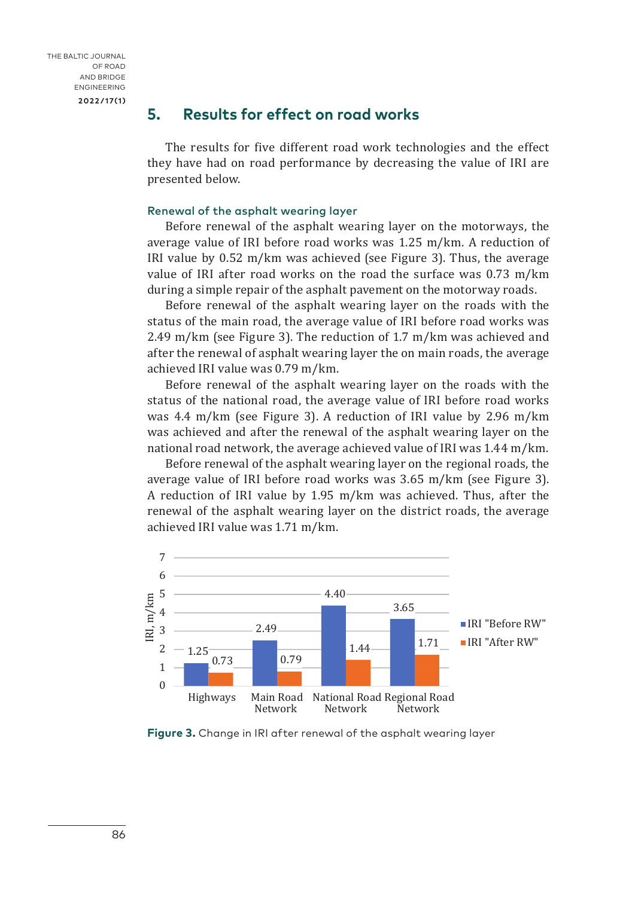## 5. Results for effect on road works

The results for five different road work technologies and the effect they have had on road performance by decreasing the value of IRI are presented below.

### Renewal of the asphalt wearing layer

Before renewal of the asphalt wearing layer on the motorways, the average value of IRI before road works was 1.25 m/km. A reduction of IRI value by 0.52 m/km was achieved (see Figure 3). Thus, the average value of IRI after road works on the road the surface was 0.73 m/km during a simple repair of the asphalt pavement on the motorway roads.

Before renewal of the asphalt wearing layer on the roads with the status of the main road, the average value of IRI before road works was 2.49 m/km (see Figure 3). The reduction of 1.7 m/km was achieved and after the renewal of asphalt wearing layer the on main roads, the average achieved IRI value was 0.79 m/km.

Before renewal of the asphalt wearing layer on the roads with the status of the national road, the average value of IRI before road works was 4.4 m/km (see Figure 3). A reduction of IRI value by 2.96 m/km was achieved and after the renewal of the asphalt wearing layer on the national road network, the average achieved value of IRI was 1.44 m/km.

Before renewal of the asphalt wearing layer on the regional roads, the average value of IRI before road works was 3.65 m/km (see Figure 3). A reduction of IRI value by 1.95 m/km was achieved. Thus, after the renewal of the asphalt wearing layer on the district roads, the average achieved IRI value was 1.71 m/km.

| | IRI "Before RW" | IRI "After RW" |
|---|---|---|
| Highways | 1.25 | 0.73 |
| Main Road Network | 2.49 | 0.79 |
| National Road Network | 4.40 | 1.44 |
| Regional Road Network | 3.65 | 1.71 |

**Figure 3.** Change in IRI after renewal of the asphalt wearing layer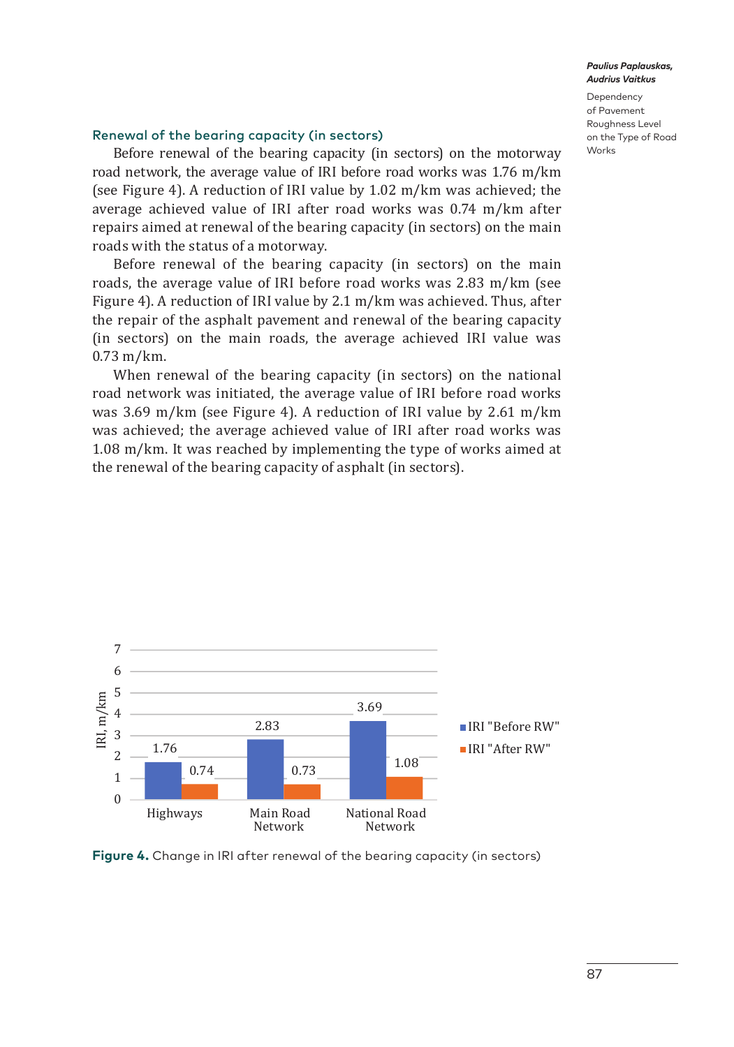### Renewal of the bearing capacity (in sectors)

Before renewal of the bearing capacity (in sectors) on the motorway road network, the average value of IRI before road works was 1.76 m/km (see Figure 4). A reduction of IRI value by 1.02 m/km was achieved; the average achieved value of IRI after road works was 0.74 m/km after repairs aimed at renewal of the bearing capacity (in sectors) on the main roads with the status of a motorway.

Before renewal of the bearing capacity (in sectors) on the main roads, the average value of IRI before road works was 2.83 m/km (see Figure 4). A reduction of IRI value by 2.1 m/km was achieved. Thus, after the repair of the asphalt pavement and renewal of the bearing capacity (in sectors) on the main roads, the average achieved IRI value was 0.73 m/km.

When renewal of the bearing capacity (in sectors) on the national road network was initiated, the average value of IRI before road works was 3.69 m/km (see Figure 4). A reduction of IRI value by 2.61 m/km was achieved; the average achieved value of IRI after road works was 1.08 m/km. It was reached by implementing the type of works aimed at the renewal of the bearing capacity of asphalt (in sectors).

| | IRI "Before RW" | IRI "After RW" |
|---|---|---|
| Highways | 1.76 | 0.74 |
| Main Road Network | 2.83 | 0.73 |
| National Road Network | 3.69 | 1.08 |

**Figure 4.** Change in IRI after renewal of the bearing capacity (in sectors)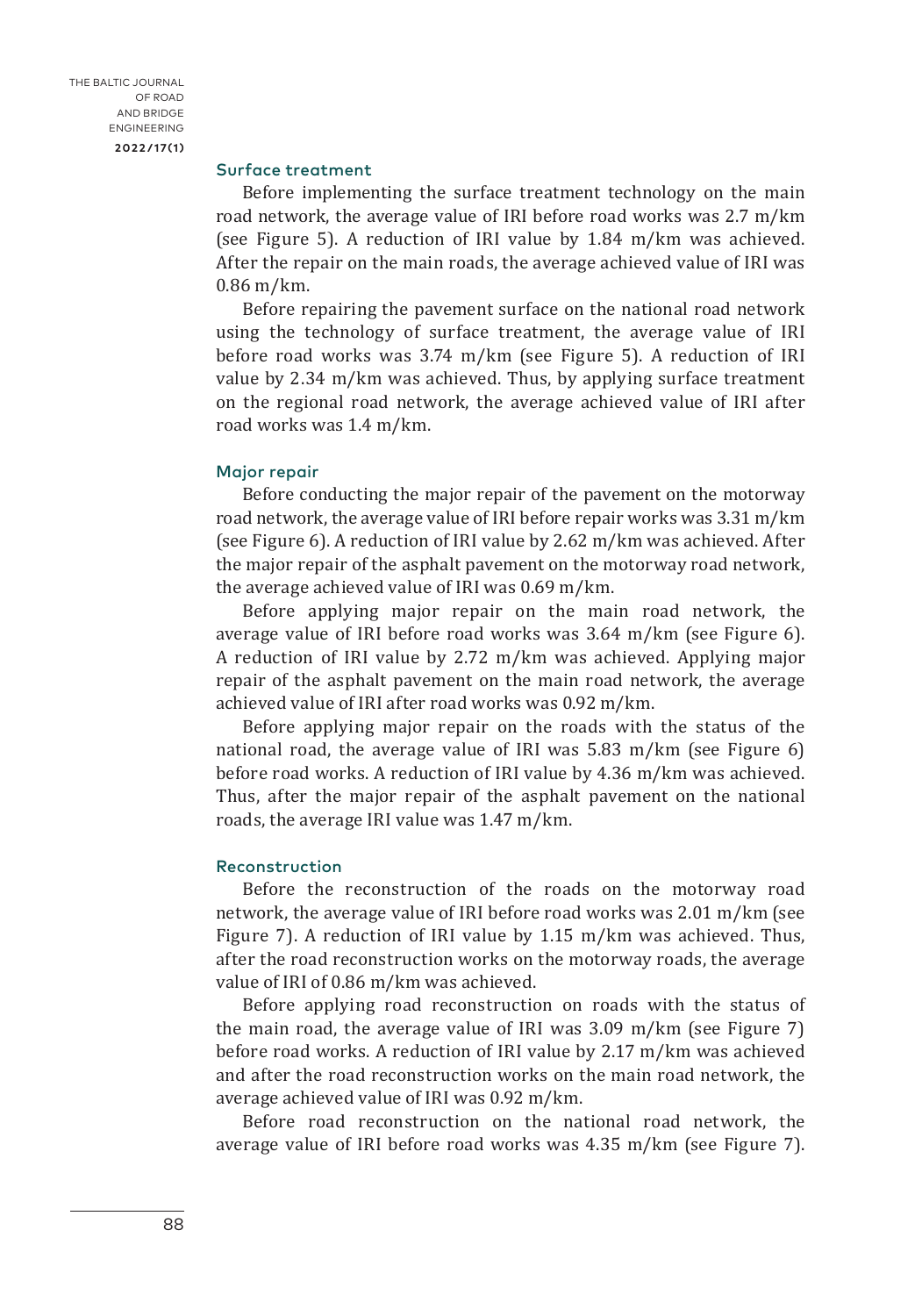### Surface treatment

Before implementing the surface treatment technology on the main road network, the average value of IRI before road works was 2.7 m/km (see Figure 5). A reduction of IRI value by 1.84 m/km was achieved. After the repair on the main roads, the average achieved value of IRI was 0.86 m/km.

Before repairing the pavement surface on the national road network using the technology of surface treatment, the average value of IRI before road works was 3.74 m/km (see Figure 5). A reduction of IRI value by 2.34 m/km was achieved. Thus, by applying surface treatment on the regional road network, the average achieved value of IRI after road works was 1.4 m/km.

### Major repair

Before conducting the major repair of the pavement on the motorway road network, the average value of IRI before repair works was 3.31 m/km (see Figure 6). A reduction of IRI value by 2.62 m/km was achieved. After the major repair of the asphalt pavement on the motorway road network, the average achieved value of IRI was 0.69 m/km.

Before applying major repair on the main road network, the average value of IRI before road works was 3.64 m/km (see Figure 6). A reduction of IRI value by 2.72 m/km was achieved. Applying major repair of the asphalt pavement on the main road network, the average achieved value of IRI after road works was 0.92 m/km.

Before applying major repair on the roads with the status of the national road, the average value of IRI was 5.83 m/km (see Figure 6) before road works. A reduction of IRI value by 4.36 m/km was achieved. Thus, after the major repair of the asphalt pavement on the national roads, the average IRI value was 1.47 m/km.

### Reconstruction

Before the reconstruction of the roads on the motorway road network, the average value of IRI before road works was 2.01 m/km (see Figure 7). A reduction of IRI value by 1.15 m/km was achieved. Thus, after the road reconstruction works on the motorway roads, the average value of IRI of 0.86 m/km was achieved.

Before applying road reconstruction on roads with the status of the main road, the average value of IRI was 3.09 m/km (see Figure 7) before road works. A reduction of IRI value by 2.17 m/km was achieved and after the road reconstruction works on the main road network, the average achieved value of IRI was 0.92 m/km.

Before road reconstruction on the national road network, the average value of IRI before road works was 4.35 m/km (see Figure 7).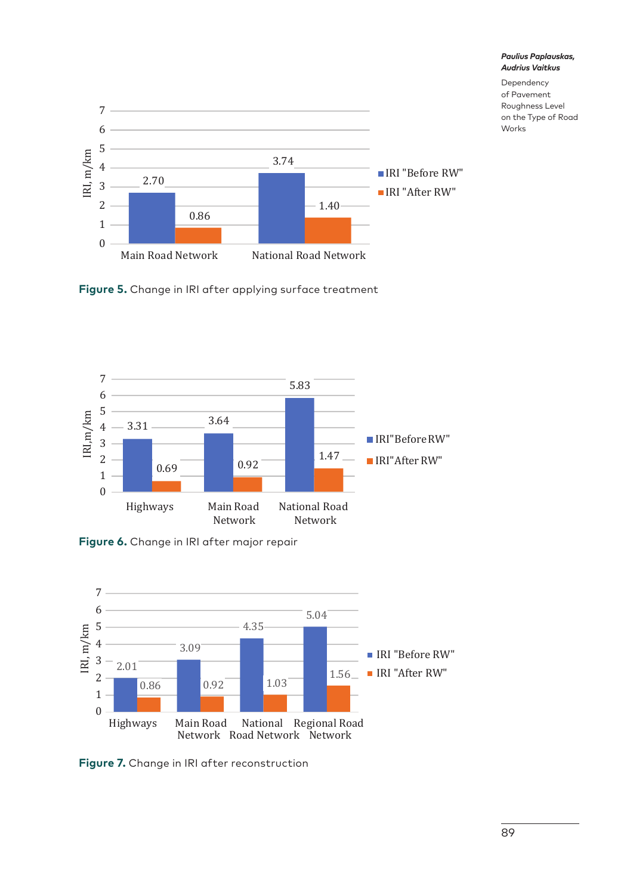| | IRI "Before RW" | IRI "After RW" |
|---|---|---|
| Main Road Network | 2.70 | 0.86 |
| National Road Network | 3.74 | 1.40 |

**Figure 5.** Change in IRI after applying surface treatment

| | IRI "Before RW" | IRI "After RW" |
|---|---|---|
| Highways | 3.31 | 0.69 |
| Main Road Network | 3.64 | 0.92 |
| National Road Network | 5.83 | 1.47 |

**Figure 6.** Change in IRI after major repair

| | IRI "Before RW" | IRI "After RW" |
|---|---|---|
| Highways | 2.01 | 0.86 |
| Main Road Network | 3.09 | 0.92 |
| National Road Network | 4.35 | 1.03 |
| Regional Road Network | 5.04 | 1.56 |

**Figure 7.** Change in IRI after reconstruction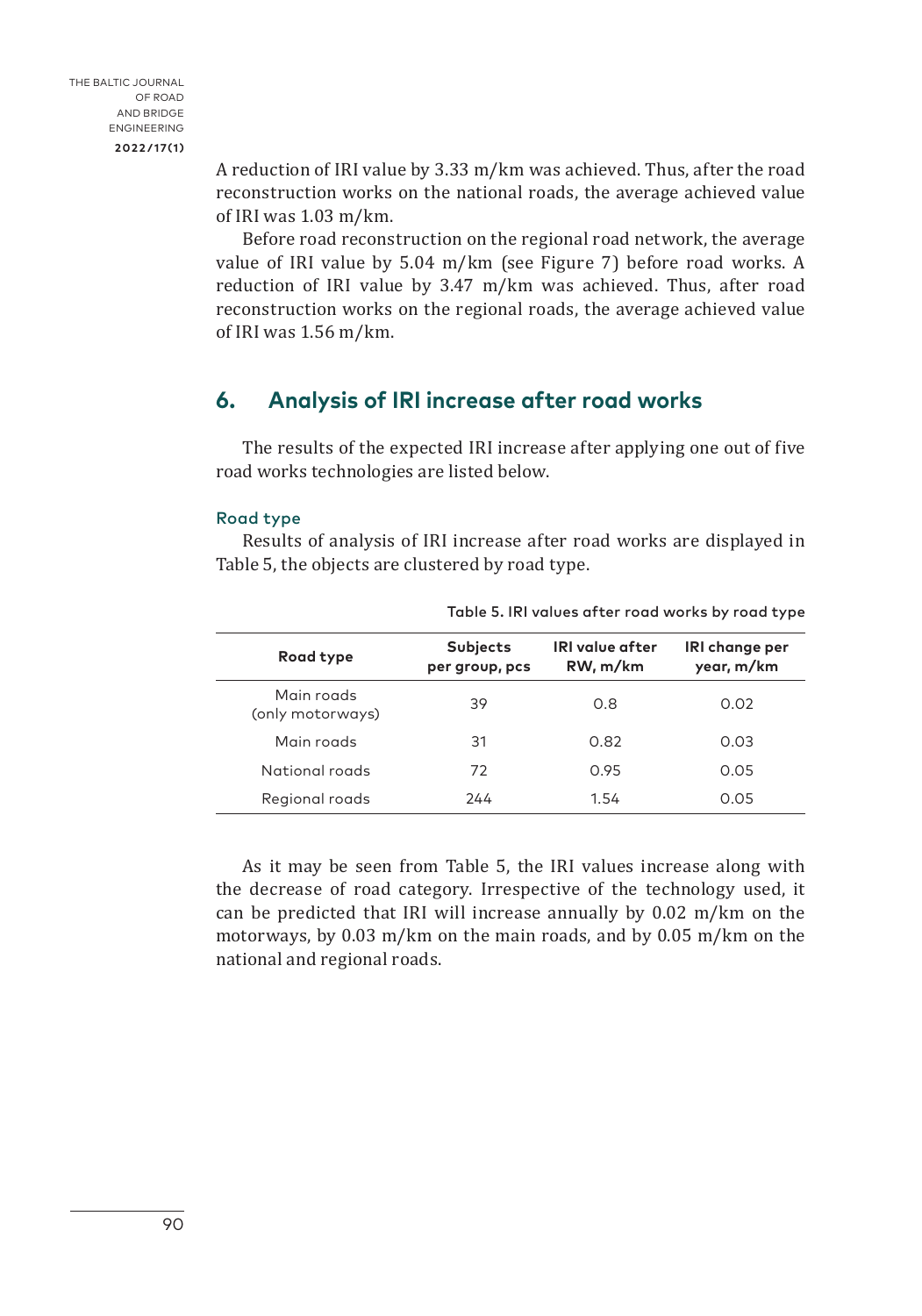A reduction of IRI value by 3.33 m/km was achieved. Thus, after the road reconstruction works on the national roads, the average achieved value of IRI was 1.03 m/km.

Before road reconstruction on the regional road network, the average value of IRI value by 5.04 m/km (see Figure 7) before road works. A reduction of IRI value by 3.47 m/km was achieved. Thus, after road reconstruction works on the regional roads, the average achieved value of IRI was 1.56 m/km.

## 6. Analysis of IRI increase after road works

The results of the expected IRI increase after applying one out of five road works technologies are listed below.

### Road type

Results of analysis of IRI increase after road works are displayed in Table 5, the objects are clustered by road type.

Table 5. IRI values after road works by road type

| Road type | Subjects per group, pcs | IRI value after RW, m/km | IRI change per year, m/km |
|---|---|---|---|
| Main roads (only motorways) | 39 | 0.8 | 0.02 |
| Main roads | 31 | 0.82 | 0.03 |
| National roads | 72 | 0.95 | 0.05 |
| Regional roads | 244 | 1.54 | 0.05 |

As it may be seen from Table 5, the IRI values increase along with the decrease of road category. Irrespective of the technology used, it can be predicted that IRI will increase annually by 0.02 m/km on the motorways, by 0.03 m/km on the main roads, and by 0.05 m/km on the national and regional roads.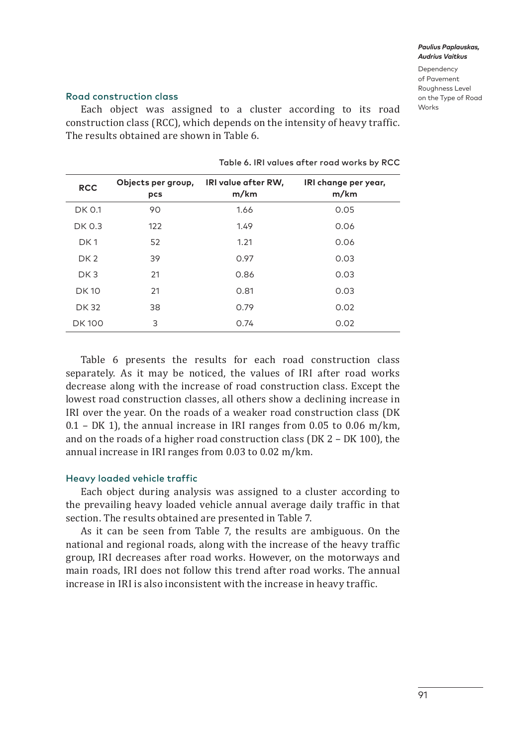### Road construction class

Each object was assigned to a cluster according to its road construction class (RCC), which depends on the intensity of heavy traffic. The results obtained are shown in Table 6.

Table 6. IRI values after road works by RCC

| RCC | Objects per group, pcs | IRI value after RW, m/km | IRI change per year, m/km |
|---|---|---|---|
| DK 0.1 | 90 | 1.66 | 0.05 |
| DK 0.3 | 122 | 1.49 | 0.06 |
| DK 1 | 52 | 1.21 | 0.06 |
| DK 2 | 39 | 0.97 | 0.03 |
| DK 3 | 21 | 0.86 | 0.03 |
| DK 10 | 21 | 0.81 | 0.03 |
| DK 32 | 38 | 0.79 | 0.02 |
| DK 100 | 3 | 0.74 | 0.02 |

Table 6 presents the results for each road construction class separately. As it may be noticed, the values of IRI after road works decrease along with the increase of road construction class. Except the lowest road construction classes, all others show a declining increase in IRI over the year. On the roads of a weaker road construction class (DK 0.1 – DK 1), the annual increase in IRI ranges from 0.05 to 0.06 m/km, and on the roads of a higher road construction class (DK 2 – DK 100), the annual increase in IRI ranges from 0.03 to 0.02 m/km.

### Heavy loaded vehicle traffic

Each object during analysis was assigned to a cluster according to the prevailing heavy loaded vehicle annual average daily traffic in that section. The results obtained are presented in Table 7.

As it can be seen from Table 7, the results are ambiguous. On the national and regional roads, along with the increase of the heavy traffic group, IRI decreases after road works. However, on the motorways and main roads, IRI does not follow this trend after road works. The annual increase in IRI is also inconsistent with the increase in heavy traffic.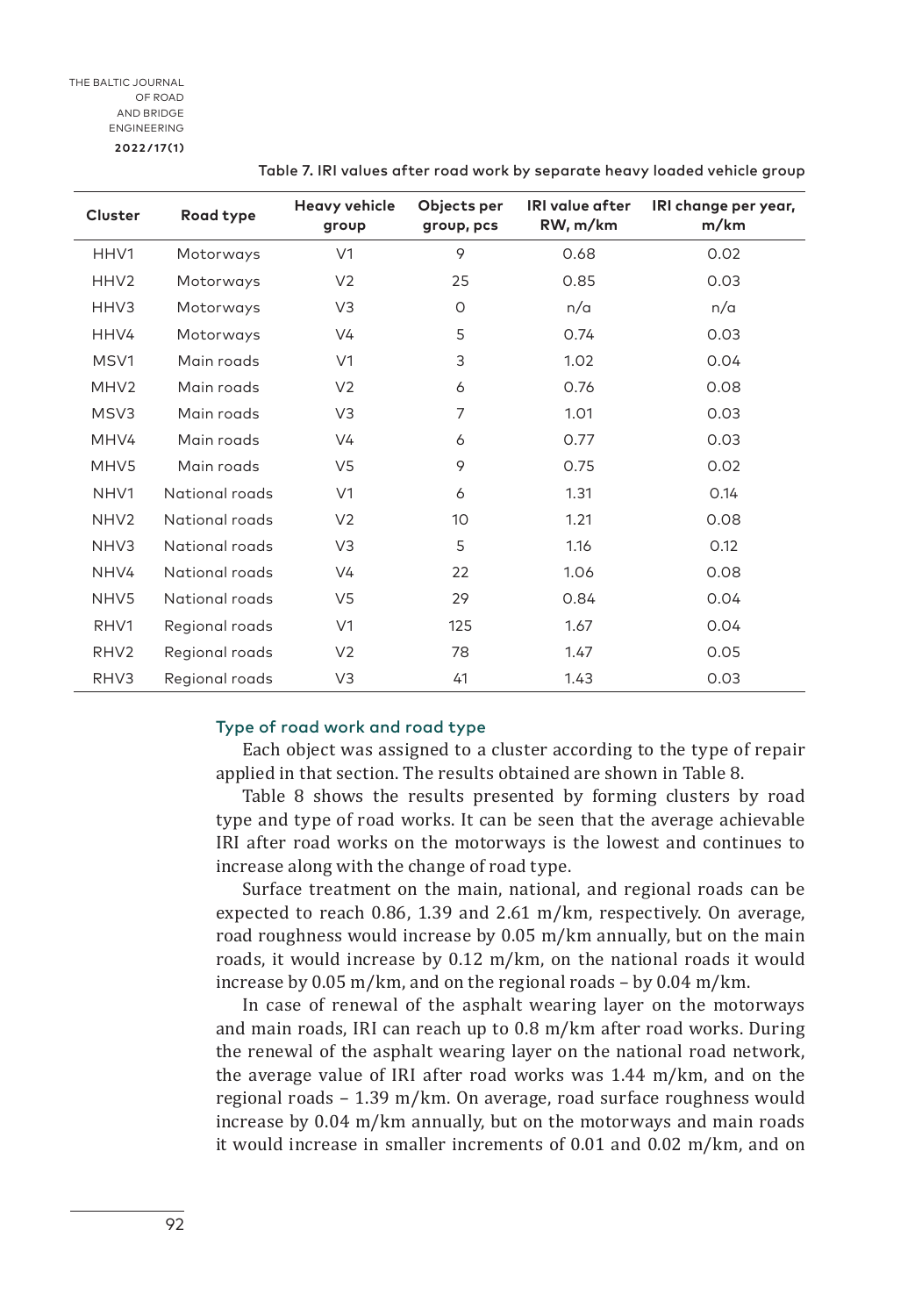Table 7. IRI values after road work by separate heavy loaded vehicle group

| Cluster | Road type | Heavy vehicle group | Objects per group, pcs | IRI value after RW, m/km | IRI change per year, m/km |
|---|---|---|---|---|---|
| HHV1 | Motorways | V1 | 9 | 0.68 | 0.02 |
| HHV2 | Motorways | V2 | 25 | 0.85 | 0.03 |
| HHV3 | Motorways | V3 | 0 | n/a | n/a |
| HHV4 | Motorways | V4 | 5 | 0.74 | 0.03 |
| MSV1 | Main roads | V1 | 3 | 1.02 | 0.04 |
| MHV2 | Main roads | V2 | 6 | 0.76 | 0.08 |
| MSV3 | Main roads | V3 | 7 | 1.01 | 0.03 |
| MHV4 | Main roads | V4 | 6 | 0.77 | 0.03 |
| MHV5 | Main roads | V5 | 9 | 0.75 | 0.02 |
| NHV1 | National roads | V1 | 6 | 1.31 | 0.14 |
| NHV2 | National roads | V2 | 10 | 1.21 | 0.08 |
| NHV3 | National roads | V3 | 5 | 1.16 | 0.12 |
| NHV4 | National roads | V4 | 22 | 1.06 | 0.08 |
| NHV5 | National roads | V5 | 29 | 0.84 | 0.04 |
| RHV1 | Regional roads | V1 | 125 | 1.67 | 0.04 |
| RHV2 | Regional roads | V2 | 78 | 1.47 | 0.05 |
| RHV3 | Regional roads | V3 | 41 | 1.43 | 0.03 |

### Type of road work and road type

Each object was assigned to a cluster according to the type of repair applied in that section. The results obtained are shown in Table 8.

Table 8 shows the results presented by forming clusters by road type and type of road works. It can be seen that the average achievable IRI after road works on the motorways is the lowest and continues to increase along with the change of road type.

Surface treatment on the main, national, and regional roads can be expected to reach 0.86, 1.39 and 2.61 m/km, respectively. On average, road roughness would increase by 0.05 m/km annually, but on the main roads, it would increase by 0.12 m/km, on the national roads it would increase by 0.05 m/km, and on the regional roads – by 0.04 m/km.

In case of renewal of the asphalt wearing layer on the motorways and main roads, IRI can reach up to 0.8 m/km after road works. During the renewal of the asphalt wearing layer on the national road network, the average value of IRI after road works was 1.44 m/km, and on the regional roads – 1.39 m/km. On average, road surface roughness would increase by 0.04 m/km annually, but on the motorways and main roads it would increase in smaller increments of 0.01 and 0.02 m/km, and on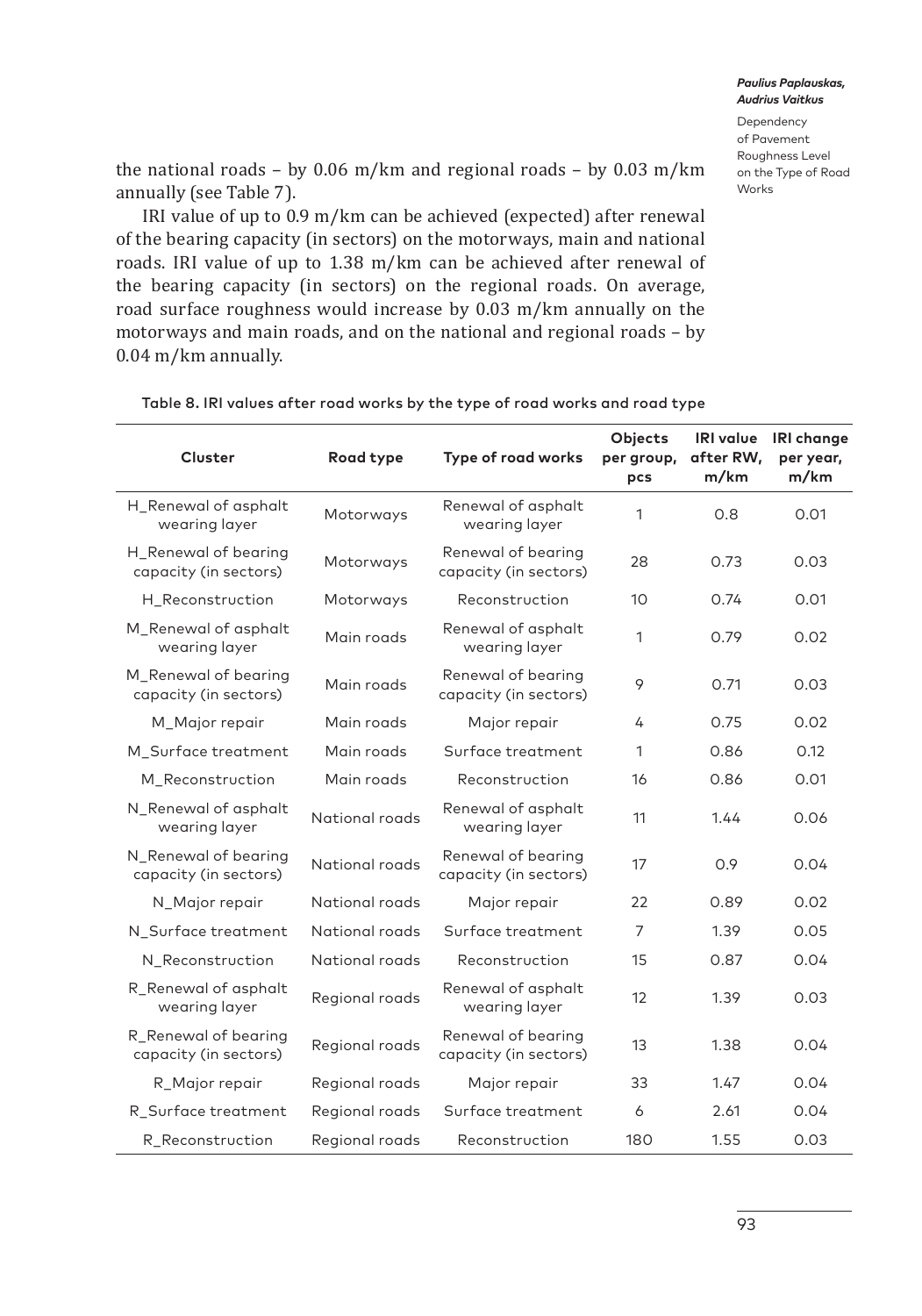the national roads – by 0.06 m/km and regional roads – by 0.03 m/km annually (see Table 7).

IRI value of up to 0.9 m/km can be achieved (expected) after renewal of the bearing capacity (in sectors) on the motorways, main and national roads. IRI value of up to 1.38 m/km can be achieved after renewal of the bearing capacity (in sectors) on the regional roads. On average, road surface roughness would increase by 0.03 m/km annually on the motorways and main roads, and on the national and regional roads – by 0.04 m/km annually.

Table 8. IRI values after road works by the type of road works and road type

| Cluster | Road type | Type of road works | Objects per group, pcs | IRI value after RW, m/km | IRI change per year, m/km |
|---|---|---|---|---|---|
| H_Renewal of asphalt wearing layer | Motorways | Renewal of asphalt wearing layer | 1 | 0.8 | 0.01 |
| H_Renewal of bearing capacity (in sectors) | Motorways | Renewal of bearing capacity (in sectors) | 28 | 0.73 | 0.03 |
| H_Reconstruction | Motorways | Reconstruction | 10 | 0.74 | 0.01 |
| M_Renewal of asphalt wearing layer | Main roads | Renewal of asphalt wearing layer | 1 | 0.79 | 0.02 |
| M_Renewal of bearing capacity (in sectors) | Main roads | Renewal of bearing capacity (in sectors) | 9 | 0.71 | 0.03 |
| M_Major repair | Main roads | Major repair | 4 | 0.75 | 0.02 |
| M_Surface treatment | Main roads | Surface treatment | 1 | 0.86 | 0.12 |
| M_Reconstruction | Main roads | Reconstruction | 16 | 0.86 | 0.01 |
| N_Renewal of asphalt wearing layer | National roads | Renewal of asphalt wearing layer | 11 | 1.44 | 0.06 |
| N_Renewal of bearing capacity (in sectors) | National roads | Renewal of bearing capacity (in sectors) | 17 | 0.9 | 0.04 |
| N_Major repair | National roads | Major repair | 22 | 0.89 | 0.02 |
| N_Surface treatment | National roads | Surface treatment | 7 | 1.39 | 0.05 |
| N_Reconstruction | National roads | Reconstruction | 15 | 0.87 | 0.04 |
| R_Renewal of asphalt wearing layer | Regional roads | Renewal of asphalt wearing layer | 12 | 1.39 | 0.03 |
| R_Renewal of bearing capacity (in sectors) | Regional roads | Renewal of bearing capacity (in sectors) | 13 | 1.38 | 0.04 |
| R_Major repair | Regional roads | Major repair | 33 | 1.47 | 0.04 |
| R_Surface treatment | Regional roads | Surface treatment | 6 | 2.61 | 0.04 |
| R_Reconstruction | Regional roads | Reconstruction | 180 | 1.55 | 0.03 |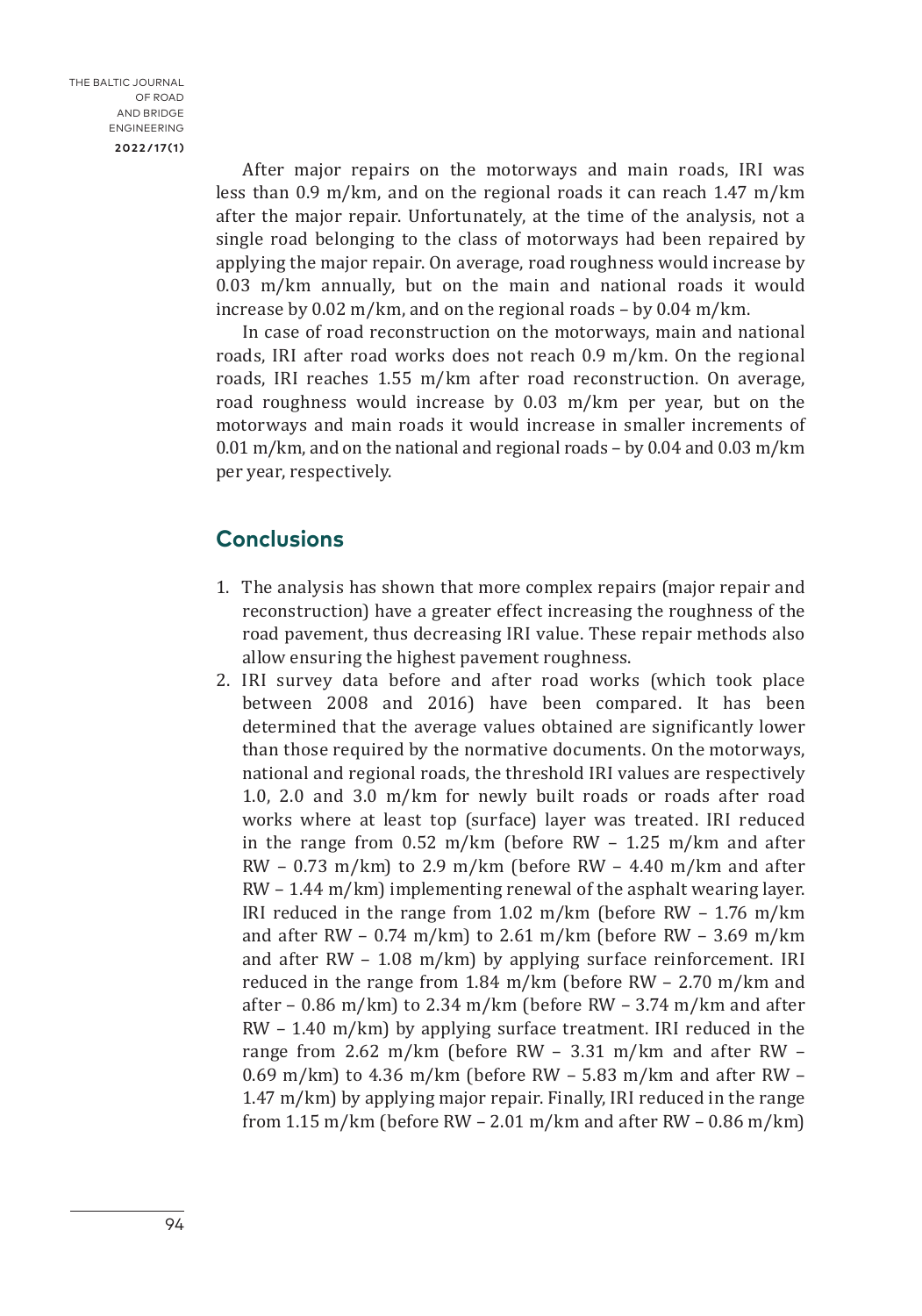After major repairs on the motorways and main roads, IRI was less than 0.9 m/km, and on the regional roads it can reach 1.47 m/km after the major repair. Unfortunately, at the time of the analysis, not a single road belonging to the class of motorways had been repaired by applying the major repair. On average, road roughness would increase by 0.03 m/km annually, but on the main and national roads it would increase by 0.02 m/km, and on the regional roads – by 0.04 m/km.

In case of road reconstruction on the motorways, main and national roads, IRI after road works does not reach 0.9 m/km. On the regional roads, IRI reaches 1.55 m/km after road reconstruction. On average, road roughness would increase by 0.03 m/km per year, but on the motorways and main roads it would increase in smaller increments of 0.01 m/km, and on the national and regional roads – by 0.04 and 0.03 m/km per year, respectively.

## Conclusions

1. The analysis has shown that more complex repairs (major repair and reconstruction) have a greater effect increasing the roughness of the road pavement, thus decreasing IRI value. These repair methods also allow ensuring the highest pavement roughness.
2. IRI survey data before and after road works (which took place between 2008 and 2016) have been compared. It has been determined that the average values obtained are significantly lower than those required by the normative documents. On the motorways, national and regional roads, the threshold IRI values are respectively 1.0, 2.0 and 3.0 m/km for newly built roads or roads after road works where at least top (surface) layer was treated. IRI reduced in the range from 0.52 m/km (before RW – 1.25 m/km and after RW – 0.73 m/km) to 2.9 m/km (before RW – 4.40 m/km and after RW – 1.44 m/km) implementing renewal of the asphalt wearing layer. IRI reduced in the range from 1.02 m/km (before RW – 1.76 m/km and after RW – 0.74 m/km) to 2.61 m/km (before RW – 3.69 m/km and after RW – 1.08 m/km) by applying surface reinforcement. IRI reduced in the range from 1.84 m/km (before RW – 2.70 m/km and after – 0.86 m/km) to 2.34 m/km (before RW – 3.74 m/km and after RW – 1.40 m/km) by applying surface treatment. IRI reduced in the range from 2.62 m/km (before RW – 3.31 m/km and after RW – 0.69 m/km) to 4.36 m/km (before RW – 5.83 m/km and after RW – 1.47 m/km) by applying major repair. Finally, IRI reduced in the range from 1.15 m/km (before RW – 2.01 m/km and after RW – 0.86 m/km)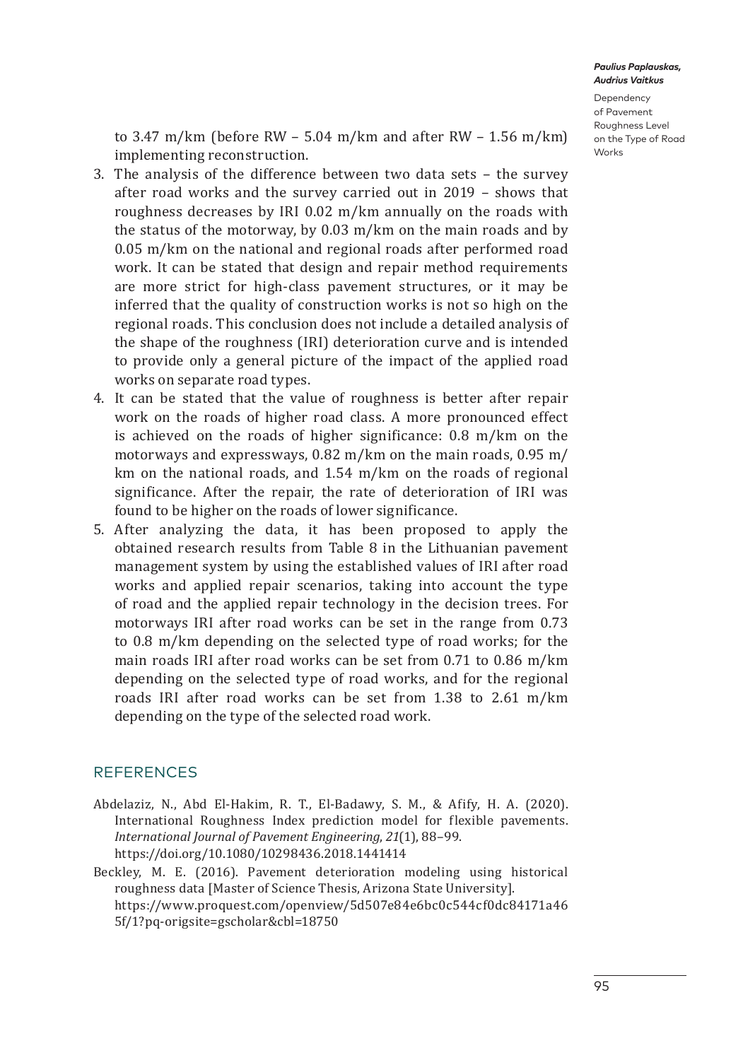to 3.47 m/km (before RW – 5.04 m/km and after RW – 1.56 m/km) implementing reconstruction.

3. The analysis of the difference between two data sets – the survey after road works and the survey carried out in 2019 – shows that roughness decreases by IRI 0.02 m/km annually on the roads with the status of the motorway, by 0.03 m/km on the main roads and by 0.05 m/km on the national and regional roads after performed road work. It can be stated that design and repair method requirements are more strict for high-class pavement structures, or it may be inferred that the quality of construction works is not so high on the regional roads. This conclusion does not include a detailed analysis of the shape of the roughness (IRI) deterioration curve and is intended to provide only a general picture of the impact of the applied road works on separate road types.
4. It can be stated that the value of roughness is better after repair work on the roads of higher road class. A more pronounced effect is achieved on the roads of higher significance: 0.8 m/km on the motorways and expressways, 0.82 m/km on the main roads, 0.95 m/km on the national roads, and 1.54 m/km on the roads of regional significance. After the repair, the rate of deterioration of IRI was found to be higher on the roads of lower significance.
5. After analyzing the data, it has been proposed to apply the obtained research results from Table 8 in the Lithuanian pavement management system by using the established values of IRI after road works and applied repair scenarios, taking into account the type of road and the applied repair technology in the decision trees. For motorways IRI after road works can be set in the range from 0.73 to 0.8 m/km depending on the selected type of road works; for the main roads IRI after road works can be set from 0.71 to 0.86 m/km depending on the selected type of road works, and for the regional roads IRI after road works can be set from 1.38 to 2.61 m/km depending on the type of the selected road work.

## REFERENCES

Abdelaziz, N., Abd El-Hakim, R. T., El-Badawy, S. M., & Afify, H. A. (2020). International Roughness Index prediction model for flexible pavements. *International Journal of Pavement Engineering*, *21*(1), 88–99. https://doi.org/10.1080/10298436.2018.1441414

Beckley, M. E. (2016). Pavement deterioration modeling using historical roughness data [Master of Science Thesis, Arizona State University]. https://www.proquest.com/openview/5d507e84e6bc0c544cf0dc84171a465f/1?pq-origsite=gscholar&cbl=18750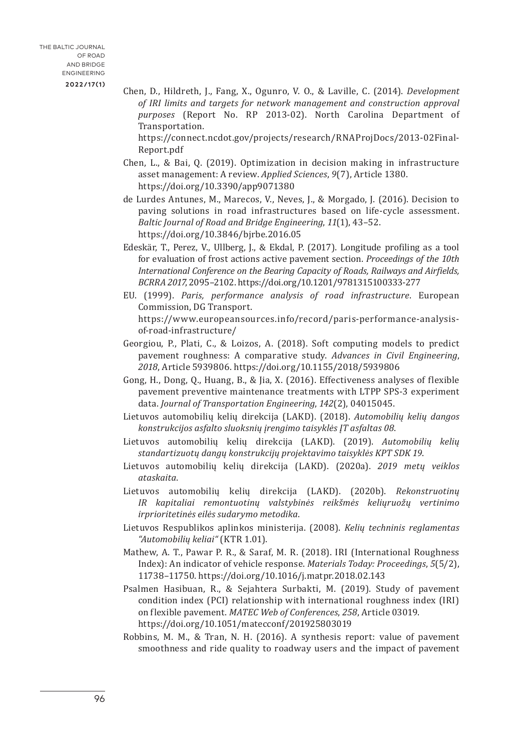Chen, D., Hildreth, J., Fang, X., Ogunro, V. O., & Laville, C. (2014). *Development of IRI limits and targets for network management and construction approval purposes* (Report No. RP 2013-02). North Carolina Department of Transportation. https://connect.ncdot.gov/projects/research/RNAProjDocs/2013-02Final-Report.pdf

Chen, L., & Bai, Q. (2019). Optimization in decision making in infrastructure asset management: A review. *Applied Sciences*, *9*(7), Article 1380. https://doi.org/10.3390/app9071380

de Lurdes Antunes, M., Marecos, V., Neves, J., & Morgado, J. (2016). Decision to paving solutions in road infrastructures based on life-cycle assessment. *Baltic Journal of Road and Bridge Engineering*, *11*(1), 43–52. https://doi.org/10.3846/bjrbe.2016.05

Edeskär, T., Perez, V., Ullberg, J., & Ekdal, P. (2017). Longitude profiling as a tool for evaluation of frost actions active pavement section. *Proceedings of the 10th International Conference on the Bearing Capacity of Roads, Railways and Airfields, BCRRA 2017*, 2095–2102. https://doi.org/10.1201/9781315100333-277

EU. (1999). *Paris, performance analysis of road infrastructure*. European Commission, DG Transport. https://www.europeansources.info/record/paris-performance-analysis-of-road-infrastructure/

Georgiou, P., Plati, C., & Loizos, A. (2018). Soft computing models to predict pavement roughness: A comparative study. *Advances in Civil Engineering*, *2018*, Article 5939806. https://doi.org/10.1155/2018/5939806

Gong, H., Dong, Q., Huang, B., & Jia, X. (2016). Effectiveness analyses of flexible pavement preventive maintenance treatments with LTPP SPS-3 experiment data. *Journal of Transportation Engineering*, *142*(2), 04015045.

Lietuvos automobilių kelių direkcija (LAKD). (2018). *Automobilių kelių dangos konstrukcijos asfalto sluoksnių įrengimo taisyklės ĮT asfaltas 08*.

Lietuvos automobilių kelių direkcija (LAKD). (2019). *Automobilių kelių standartizuotų dangų konstrukcijų projektavimo taisyklės KPT SDK 19*.

Lietuvos automobilių kelių direkcija (LAKD). (2020a). *2019 metų veiklos ataskaita*.

Lietuvos automobilių kelių direkcija (LAKD). (2020b). *Rekonstruotinų IR kapitaliai remontuotinų valstybinės reikšmės kelių ruožų vertinimo irprioritetinės eilės sudarymo metodika*.

Lietuvos Respublikos aplinkos ministerija. (2008). *Kelių techninis reglamentas "Automobilių keliai"* (KTR 1.01).

Mathew, A. T., Pawar P. R., & Saraf, M. R. (2018). IRI (International Roughness Index): An indicator of vehicle response. *Materials Today: Proceedings*, *5*(5/2), 11738–11750. https://doi.org/10.1016/j.matpr.2018.02.143

Psalmen Hasibuan, R., & Sejahtera Surbakti, M. (2019). Study of pavement condition index (PCI) relationship with international roughness index (IRI) on flexible pavement. *MATEC Web of Conferences*, *258*, Article 03019. https://doi.org/10.1051/matecconf/201925803019

Robbins, M. M., & Tran, N. H. (2016). A synthesis report: value of pavement smoothness and ride quality to roadway users and the impact of pavement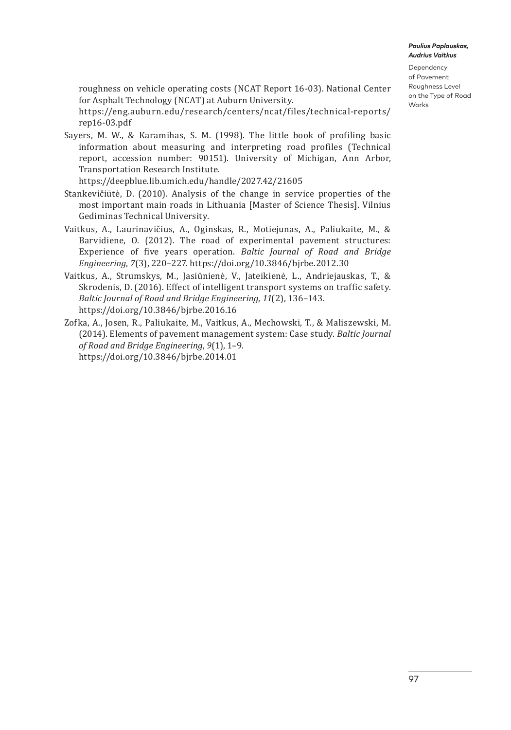roughness on vehicle operating costs (NCAT Report 16-03). National Center for Asphalt Technology (NCAT) at Auburn University.
https://eng.auburn.edu/research/centers/ncat/files/technical-reports/rep16-03.pdf

Sayers, M. W., & Karamihas, S. M. (1998). The little book of profiling basic information about measuring and interpreting road profiles (Technical report, accession number: 90151). University of Michigan, Ann Arbor, Transportation Research Institute.
https://deepblue.lib.umich.edu/handle/2027.42/21605

Stankevičiūtė, D. (2010). Analysis of the change in service properties of the most important main roads in Lithuania [Master of Science Thesis]. Vilnius Gediminas Technical University.

Vaitkus, A., Laurinavičius, A., Oginskas, R., Motiejunas, A., Paliukaite, M., & Barvidiene, O. (2012). The road of experimental pavement structures: Experience of five years operation. *Baltic Journal of Road and Bridge Engineering*, *7*(3), 220–227. https://doi.org/10.3846/bjrbe.2012.30

Vaitkus, A., Strumskys, M., Jasiūnienė, V., Jateikienė, L., Andriejauskas, T., & Skrodenis, D. (2016). Effect of intelligent transport systems on traffic safety. *Baltic Journal of Road and Bridge Engineering*, *11*(2), 136–143.
https://doi.org/10.3846/bjrbe.2016.16

Zofka, A., Josen, R., Paliukaite, M., Vaitkus, A., Mechowski, T., & Maliszewski, M. (2014). Elements of pavement management system: Case study. *Baltic Journal of Road and Bridge Engineering*, *9*(1), 1–9.
https://doi.org/10.3846/bjrbe.2014.01